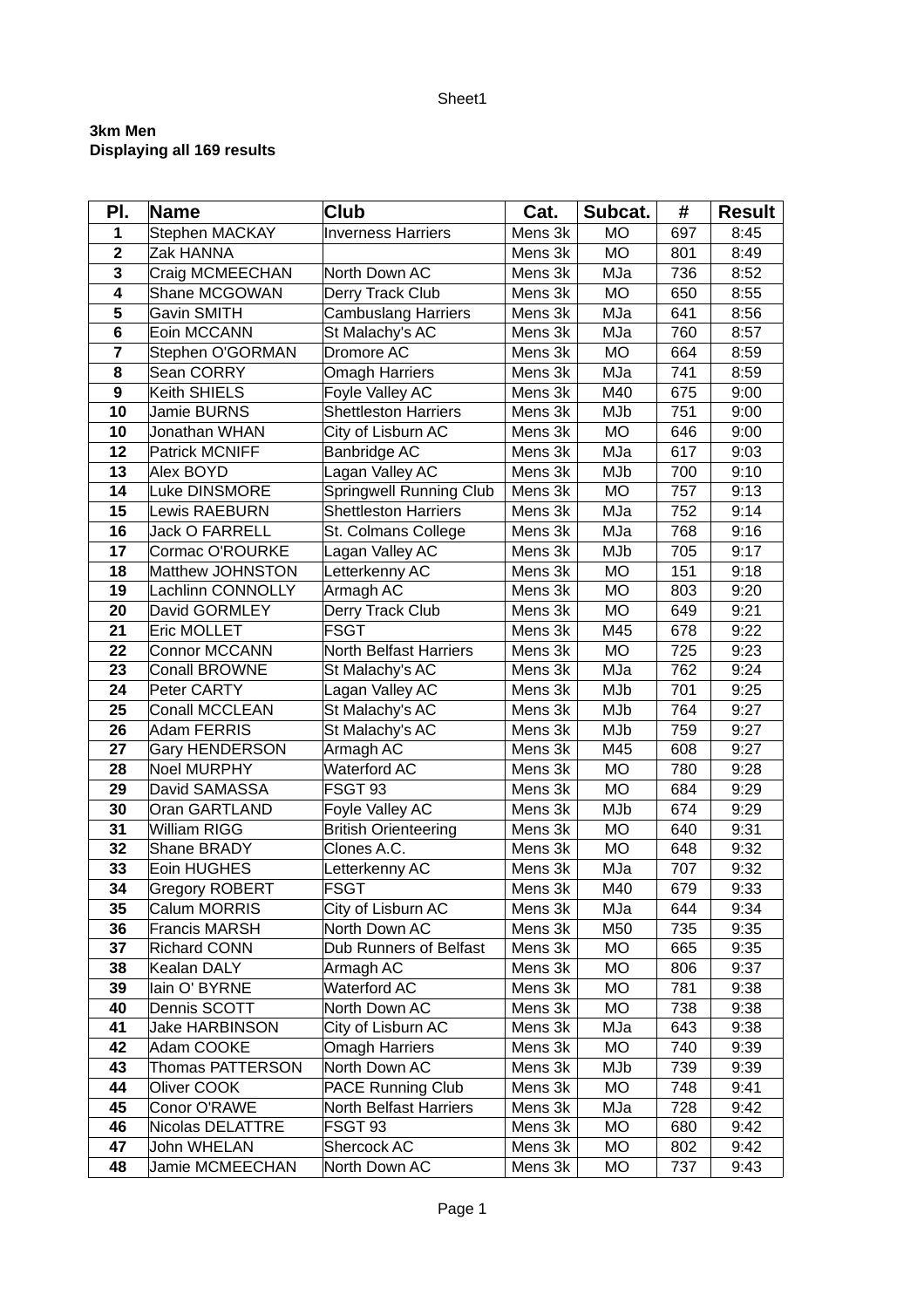**3km Men**
**Displaying all 169 results**

| Pl. | Name | Club | Cat. | Subcat. | # | Result |
|---|---|---|---|---|---|---|
| 1 | Stephen MACKAY | Inverness Harriers | Mens 3k | MO | 697 | 8:45 |
| 2 | Zak HANNA | | Mens 3k | MO | 801 | 8:49 |
| 3 | Craig MCMEECHAN | North Down AC | Mens 3k | MJa | 736 | 8:52 |
| 4 | Shane MCGOWAN | Derry Track Club | Mens 3k | MO | 650 | 8:55 |
| 5 | Gavin SMITH | Cambuslang Harriers | Mens 3k | MJa | 641 | 8:56 |
| 6 | Eoin MCCANN | St Malachy's AC | Mens 3k | MJa | 760 | 8:57 |
| 7 | Stephen O'GORMAN | Dromore AC | Mens 3k | MO | 664 | 8:59 |
| 8 | Sean CORRY | Omagh Harriers | Mens 3k | MJa | 741 | 8:59 |
| 9 | Keith SHIELS | Foyle Valley AC | Mens 3k | M40 | 675 | 9:00 |
| 10 | Jamie BURNS | Shettleston Harriers | Mens 3k | MJb | 751 | 9:00 |
| 10 | Jonathan WHAN | City of Lisburn AC | Mens 3k | MO | 646 | 9:00 |
| 12 | Patrick MCNIFF | Banbridge AC | Mens 3k | MJa | 617 | 9:03 |
| 13 | Alex BOYD | Lagan Valley AC | Mens 3k | MJb | 700 | 9:10 |
| 14 | Luke DINSMORE | Springwell Running Club | Mens 3k | MO | 757 | 9:13 |
| 15 | Lewis RAEBURN | Shettleston Harriers | Mens 3k | MJa | 752 | 9:14 |
| 16 | Jack O FARRELL | St. Colmans College | Mens 3k | MJa | 768 | 9:16 |
| 17 | Cormac O'ROURKE | Lagan Valley AC | Mens 3k | MJb | 705 | 9:17 |
| 18 | Matthew JOHNSTON | Letterkenny AC | Mens 3k | MO | 151 | 9:18 |
| 19 | Lachlinn CONNOLLY | Armagh AC | Mens 3k | MO | 803 | 9:20 |
| 20 | David GORMLEY | Derry Track Club | Mens 3k | MO | 649 | 9:21 |
| 21 | Eric MOLLET | FSGT | Mens 3k | M45 | 678 | 9:22 |
| 22 | Connor MCCANN | North Belfast Harriers | Mens 3k | MO | 725 | 9:23 |
| 23 | Conall BROWNE | St Malachy's AC | Mens 3k | MJa | 762 | 9:24 |
| 24 | Peter CARTY | Lagan Valley AC | Mens 3k | MJb | 701 | 9:25 |
| 25 | Conall MCCLEAN | St Malachy's AC | Mens 3k | MJb | 764 | 9:27 |
| 26 | Adam FERRIS | St Malachy's AC | Mens 3k | MJb | 759 | 9:27 |
| 27 | Gary HENDERSON | Armagh AC | Mens 3k | M45 | 608 | 9:27 |
| 28 | Noel MURPHY | Waterford AC | Mens 3k | MO | 780 | 9:28 |
| 29 | David SAMASSA | FSGT 93 | Mens 3k | MO | 684 | 9:29 |
| 30 | Oran GARTLAND | Foyle Valley AC | Mens 3k | MJb | 674 | 9:29 |
| 31 | William RIGG | British Orienteering | Mens 3k | MO | 640 | 9:31 |
| 32 | Shane BRADY | Clones A.C. | Mens 3k | MO | 648 | 9:32 |
| 33 | Eoin HUGHES | Letterkenny AC | Mens 3k | MJa | 707 | 9:32 |
| 34 | Gregory ROBERT | FSGT | Mens 3k | M40 | 679 | 9:33 |
| 35 | Calum MORRIS | City of Lisburn AC | Mens 3k | MJa | 644 | 9:34 |
| 36 | Francis MARSH | North Down AC | Mens 3k | M50 | 735 | 9:35 |
| 37 | Richard CONN | Dub Runners of Belfast | Mens 3k | MO | 665 | 9:35 |
| 38 | Kealan DALY | Armagh AC | Mens 3k | MO | 806 | 9:37 |
| 39 | Iain O' BYRNE | Waterford AC | Mens 3k | MO | 781 | 9:38 |
| 40 | Dennis SCOTT | North Down AC | Mens 3k | MO | 738 | 9:38 |
| 41 | Jake HARBINSON | City of Lisburn AC | Mens 3k | MJa | 643 | 9:38 |
| 42 | Adam COOKE | Omagh Harriers | Mens 3k | MO | 740 | 9:39 |
| 43 | Thomas PATTERSON | North Down AC | Mens 3k | MJb | 739 | 9:39 |
| 44 | Oliver COOK | PACE Running Club | Mens 3k | MO | 748 | 9:41 |
| 45 | Conor O'RAWE | North Belfast Harriers | Mens 3k | MJa | 728 | 9:42 |
| 46 | Nicolas DELATTRE | FSGT 93 | Mens 3k | MO | 680 | 9:42 |
| 47 | John WHELAN | Shercock AC | Mens 3k | MO | 802 | 9:42 |
| 48 | Jamie MCMEECHAN | North Down AC | Mens 3k | MO | 737 | 9:43 |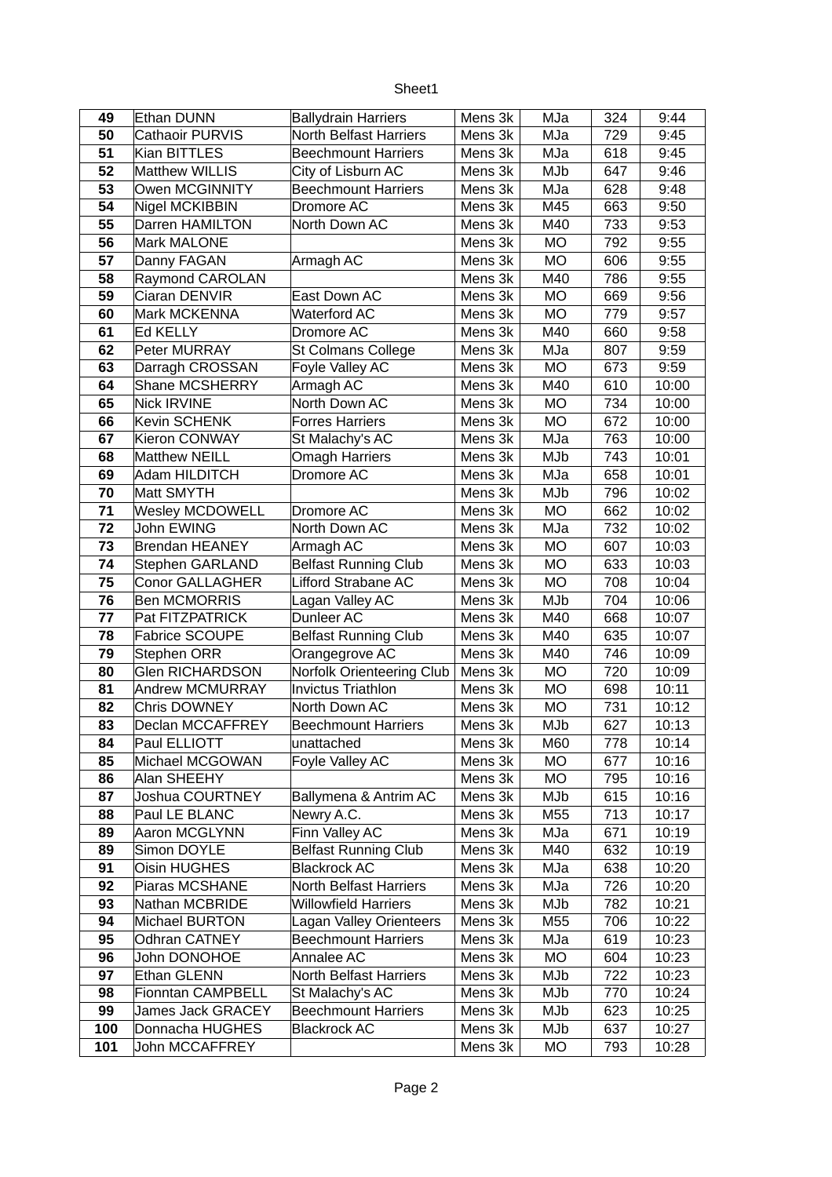| 49 | Ethan DUNN | Ballydrain Harriers | Mens 3k | MJa | 324 | 9:44 |
|---|---|---|---|---|---|---|
| 50 | Cathaoir PURVIS | North Belfast Harriers | Mens 3k | MJa | 729 | 9:45 |
| 51 | Kian BITTLES | Beechmount Harriers | Mens 3k | MJa | 618 | 9:45 |
| 52 | Matthew WILLIS | City of Lisburn AC | Mens 3k | MJb | 647 | 9:46 |
| 53 | Owen MCGINNITY | Beechmount Harriers | Mens 3k | MJa | 628 | 9:48 |
| 54 | Nigel MCKIBBIN | Dromore AC | Mens 3k | M45 | 663 | 9:50 |
| 55 | Darren HAMILTON | North Down AC | Mens 3k | M40 | 733 | 9:53 |
| 56 | Mark MALONE | | Mens 3k | MO | 792 | 9:55 |
| 57 | Danny FAGAN | Armagh AC | Mens 3k | MO | 606 | 9:55 |
| 58 | Raymond CAROLAN | | Mens 3k | M40 | 786 | 9:55 |
| 59 | Ciaran DENVIR | East Down AC | Mens 3k | MO | 669 | 9:56 |
| 60 | Mark MCKENNA | Waterford AC | Mens 3k | MO | 779 | 9:57 |
| 61 | Ed KELLY | Dromore AC | Mens 3k | M40 | 660 | 9:58 |
| 62 | Peter MURRAY | St Colmans College | Mens 3k | MJa | 807 | 9:59 |
| 63 | Darragh CROSSAN | Foyle Valley AC | Mens 3k | MO | 673 | 9:59 |
| 64 | Shane MCSHERRY | Armagh AC | Mens 3k | M40 | 610 | 10:00 |
| 65 | Nick IRVINE | North Down AC | Mens 3k | MO | 734 | 10:00 |
| 66 | Kevin SCHENK | Forres Harriers | Mens 3k | MO | 672 | 10:00 |
| 67 | Kieron CONWAY | St Malachy's AC | Mens 3k | MJa | 763 | 10:00 |
| 68 | Matthew NEILL | Omagh Harriers | Mens 3k | MJb | 743 | 10:01 |
| 69 | Adam HILDITCH | Dromore AC | Mens 3k | MJa | 658 | 10:01 |
| 70 | Matt SMYTH | | Mens 3k | MJb | 796 | 10:02 |
| 71 | Wesley MCDOWELL | Dromore AC | Mens 3k | MO | 662 | 10:02 |
| 72 | John EWING | North Down AC | Mens 3k | MJa | 732 | 10:02 |
| 73 | Brendan HEANEY | Armagh AC | Mens 3k | MO | 607 | 10:03 |
| 74 | Stephen GARLAND | Belfast Running Club | Mens 3k | MO | 633 | 10:03 |
| 75 | Conor GALLAGHER | Lifford Strabane AC | Mens 3k | MO | 708 | 10:04 |
| 76 | Ben MCMORRIS | Lagan Valley AC | Mens 3k | MJb | 704 | 10:06 |
| 77 | Pat FITZPATRICK | Dunleer AC | Mens 3k | M40 | 668 | 10:07 |
| 78 | Fabrice SCOUPE | Belfast Running Club | Mens 3k | M40 | 635 | 10:07 |
| 79 | Stephen ORR | Orangegrove AC | Mens 3k | M40 | 746 | 10:09 |
| 80 | Glen RICHARDSON | Norfolk Orienteering Club | Mens 3k | MO | 720 | 10:09 |
| 81 | Andrew MCMURRAY | Invictus Triathlon | Mens 3k | MO | 698 | 10:11 |
| 82 | Chris DOWNEY | North Down AC | Mens 3k | MO | 731 | 10:12 |
| 83 | Declan MCCAFFREY | Beechmount Harriers | Mens 3k | MJb | 627 | 10:13 |
| 84 | Paul ELLIOTT | unattached | Mens 3k | M60 | 778 | 10:14 |
| 85 | Michael MCGOWAN | Foyle Valley AC | Mens 3k | MO | 677 | 10:16 |
| 86 | Alan SHEEHY | | Mens 3k | MO | 795 | 10:16 |
| 87 | Joshua COURTNEY | Ballymena & Antrim AC | Mens 3k | MJb | 615 | 10:16 |
| 88 | Paul LE BLANC | Newry A.C. | Mens 3k | M55 | 713 | 10:17 |
| 89 | Aaron MCGLYNN | Finn Valley AC | Mens 3k | MJa | 671 | 10:19 |
| 89 | Simon DOYLE | Belfast Running Club | Mens 3k | M40 | 632 | 10:19 |
| 91 | Oisin HUGHES | Blackrock AC | Mens 3k | MJa | 638 | 10:20 |
| 92 | Piaras MCSHANE | North Belfast Harriers | Mens 3k | MJa | 726 | 10:20 |
| 93 | Nathan MCBRIDE | Willowfield Harriers | Mens 3k | MJb | 782 | 10:21 |
| 94 | Michael BURTON | Lagan Valley Orienteers | Mens 3k | M55 | 706 | 10:22 |
| 95 | Odhran CATNEY | Beechmount Harriers | Mens 3k | MJa | 619 | 10:23 |
| 96 | John DONOHOE | Annalee AC | Mens 3k | MO | 604 | 10:23 |
| 97 | Ethan GLENN | North Belfast Harriers | Mens 3k | MJb | 722 | 10:23 |
| 98 | Fionntan CAMPBELL | St Malachy's AC | Mens 3k | MJb | 770 | 10:24 |
| 99 | James Jack GRACEY | Beechmount Harriers | Mens 3k | MJb | 623 | 10:25 |
| 100 | Donnacha HUGHES | Blackrock AC | Mens 3k | MJb | 637 | 10:27 |
| 101 | John MCCAFFREY | | Mens 3k | MO | 793 | 10:28 |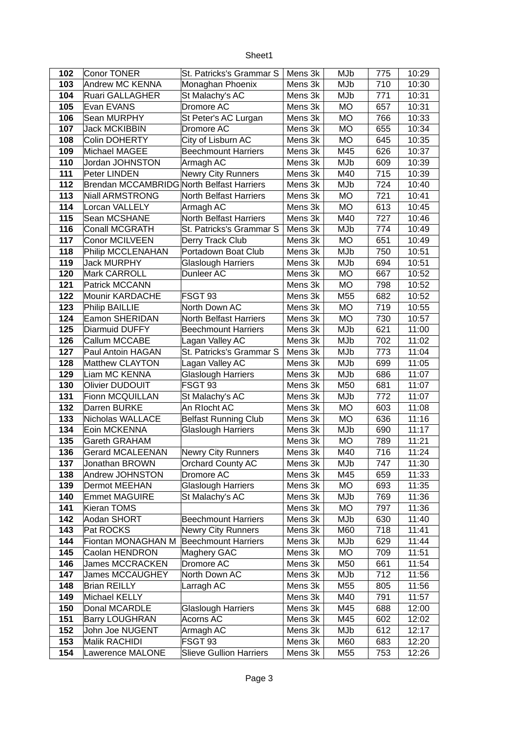| 102 | Conor TONER | St. Patricks's Grammar S | Mens 3k | MJb | 775 | 10:29 |
|---|---|---|---|---|---|---|
| 103 | Andrew MC KENNA | Monaghan Phoenix | Mens 3k | MJb | 710 | 10:30 |
| 104 | Ruari GALLAGHER | St Malachy's AC | Mens 3k | MJb | 771 | 10:31 |
| 105 | Evan EVANS | Dromore AC | Mens 3k | MO | 657 | 10:31 |
| 106 | Sean MURPHY | St Peter's AC Lurgan | Mens 3k | MO | 766 | 10:33 |
| 107 | Jack MCKIBBIN | Dromore AC | Mens 3k | MO | 655 | 10:34 |
| 108 | Colin DOHERTY | City of Lisburn AC | Mens 3k | MO | 645 | 10:35 |
| 109 | Michael MAGEE | Beechmount Harriers | Mens 3k | M45 | 626 | 10:37 |
| 110 | Jordan JOHNSTON | Armagh AC | Mens 3k | MJb | 609 | 10:39 |
| 111 | Peter LINDEN | Newry City Runners | Mens 3k | M40 | 715 | 10:39 |
| 112 | Brendan MCCAMBRIDG | North Belfast Harriers | Mens 3k | MJb | 724 | 10:40 |
| 113 | Niall ARMSTRONG | North Belfast Harriers | Mens 3k | MO | 721 | 10:41 |
| 114 | Lorcan VALLELY | Armagh AC | Mens 3k | MO | 613 | 10:45 |
| 115 | Sean MCSHANE | North Belfast Harriers | Mens 3k | M40 | 727 | 10:46 |
| 116 | Conall MCGRATH | St. Patricks's Grammar S | Mens 3k | MJb | 774 | 10:49 |
| 117 | Conor MCILVEEN | Derry Track Club | Mens 3k | MO | 651 | 10:49 |
| 118 | Philip MCCLENAHAN | Portadown Boat Club | Mens 3k | MJb | 750 | 10:51 |
| 119 | Jack MURPHY | Glaslough Harriers | Mens 3k | MJb | 694 | 10:51 |
| 120 | Mark CARROLL | Dunleer AC | Mens 3k | MO | 667 | 10:52 |
| 121 | Patrick MCCANN | | Mens 3k | MO | 798 | 10:52 |
| 122 | Mounir KARDACHE | FSGT 93 | Mens 3k | M55 | 682 | 10:52 |
| 123 | Philip BAILLIE | North Down AC | Mens 3k | MO | 719 | 10:55 |
| 124 | Eamon SHERIDAN | North Belfast Harriers | Mens 3k | MO | 730 | 10:57 |
| 125 | Diarmuid DUFFY | Beechmount Harriers | Mens 3k | MJb | 621 | 11:00 |
| 126 | Callum MCCABE | Lagan Valley AC | Mens 3k | MJb | 702 | 11:02 |
| 127 | Paul Antoin HAGAN | St. Patricks's Grammar S | Mens 3k | MJb | 773 | 11:04 |
| 128 | Matthew CLAYTON | Lagan Valley AC | Mens 3k | MJb | 699 | 11:05 |
| 129 | Liam MC KENNA | Glaslough Harriers | Mens 3k | MJb | 686 | 11:07 |
| 130 | Olivier DUDOUIT | FSGT 93 | Mens 3k | M50 | 681 | 11:07 |
| 131 | Fionn MCQUILLAN | St Malachy's AC | Mens 3k | MJb | 772 | 11:07 |
| 132 | Darren BURKE | An RIocht AC | Mens 3k | MO | 603 | 11:08 |
| 133 | Nicholas WALLACE | Belfast Running Club | Mens 3k | MO | 636 | 11:16 |
| 134 | Eoin MCKENNA | Glaslough Harriers | Mens 3k | MJb | 690 | 11:17 |
| 135 | Gareth GRAHAM | | Mens 3k | MO | 789 | 11:21 |
| 136 | Gerard MCALEENAN | Newry City Runners | Mens 3k | M40 | 716 | 11:24 |
| 137 | Jonathan BROWN | Orchard County AC | Mens 3k | MJb | 747 | 11:30 |
| 138 | Andrew JOHNSTON | Dromore AC | Mens 3k | M45 | 659 | 11:33 |
| 139 | Dermot MEEHAN | Glaslough Harriers | Mens 3k | MO | 693 | 11:35 |
| 140 | Emmet MAGUIRE | St Malachy's AC | Mens 3k | MJb | 769 | 11:36 |
| 141 | Kieran TOMS | | Mens 3k | MO | 797 | 11:36 |
| 142 | Aodan SHORT | Beechmount Harriers | Mens 3k | MJb | 630 | 11:40 |
| 143 | Pat ROCKS | Newry City Runners | Mens 3k | M60 | 718 | 11:41 |
| 144 | Fiontan MONAGHAN M | Beechmount Harriers | Mens 3k | MJb | 629 | 11:44 |
| 145 | Caolan HENDRON | Maghery GAC | Mens 3k | MO | 709 | 11:51 |
| 146 | James MCCRACKEN | Dromore AC | Mens 3k | M50 | 661 | 11:54 |
| 147 | James MCCAUGHEY | North Down AC | Mens 3k | MJb | 712 | 11:56 |
| 148 | Brian REILLY | Larragh AC | Mens 3k | M55 | 805 | 11:56 |
| 149 | Michael KELLY | | Mens 3k | M40 | 791 | 11:57 |
| 150 | Donal MCARDLE | Glaslough Harriers | Mens 3k | M45 | 688 | 12:00 |
| 151 | Barry LOUGHRAN | Acorns AC | Mens 3k | M45 | 602 | 12:02 |
| 152 | John Joe NUGENT | Armagh AC | Mens 3k | MJb | 612 | 12:17 |
| 153 | Malik RACHIDI | FSGT 93 | Mens 3k | M60 | 683 | 12:20 |
| 154 | Lawerence MALONE | Slieve Gullion Harriers | Mens 3k | M55 | 753 | 12:26 |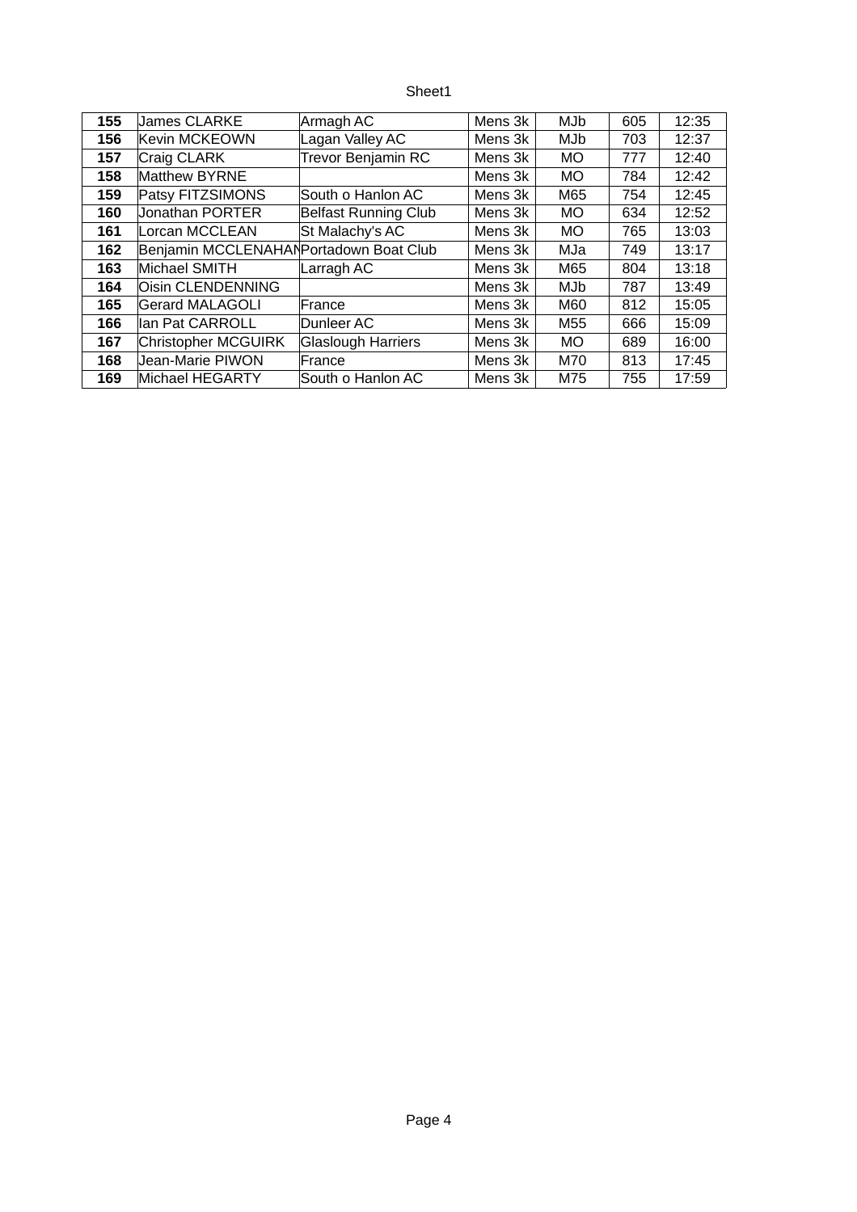| | | | | | | |
|---|---|---|---|---|---|---|
| **155** | James CLARKE | Armagh AC | Mens 3k | MJb | 605 | 12:35 |
| **156** | Kevin MCKEOWN | Lagan Valley AC | Mens 3k | MJb | 703 | 12:37 |
| **157** | Craig CLARK | Trevor Benjamin RC | Mens 3k | MO | 777 | 12:40 |
| **158** | Matthew BYRNE | | Mens 3k | MO | 784 | 12:42 |
| **159** | Patsy FITZSIMONS | South o Hanlon AC | Mens 3k | M65 | 754 | 12:45 |
| **160** | Jonathan PORTER | Belfast Running Club | Mens 3k | MO | 634 | 12:52 |
| **161** | Lorcan MCCLEAN | St Malachy's AC | Mens 3k | MO | 765 | 13:03 |
| **162** | Benjamin MCCLENAHAN | Portadown Boat Club | Mens 3k | MJa | 749 | 13:17 |
| **163** | Michael SMITH | Larragh AC | Mens 3k | M65 | 804 | 13:18 |
| **164** | Oisin CLENDENNING | | Mens 3k | MJb | 787 | 13:49 |
| **165** | Gerard MALAGOLI | France | Mens 3k | M60 | 812 | 15:05 |
| **166** | Ian Pat CARROLL | Dunleer AC | Mens 3k | M55 | 666 | 15:09 |
| **167** | Christopher MCGUIRK | Glaslough Harriers | Mens 3k | MO | 689 | 16:00 |
| **168** | Jean-Marie PIWON | France | Mens 3k | M70 | 813 | 17:45 |
| **169** | Michael HEGARTY | South o Hanlon AC | Mens 3k | M75 | 755 | 17:59 |